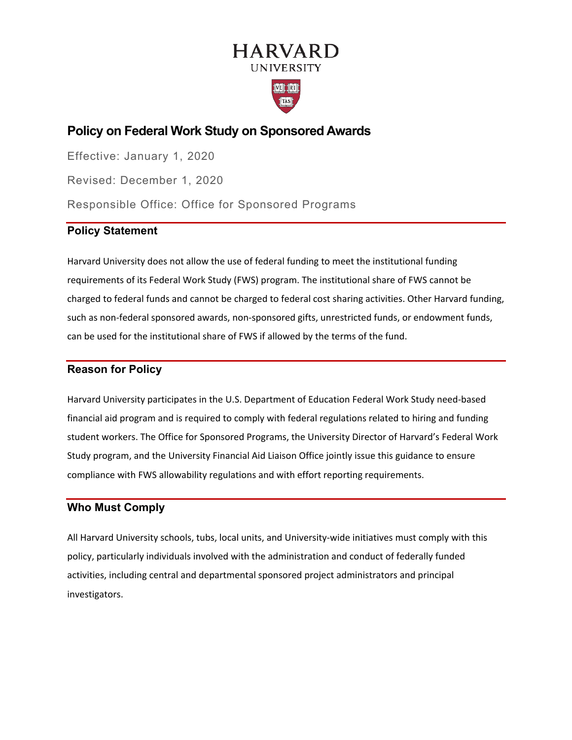# HARVARD
UNIVERSITY

## Policy on Federal Work Study on Sponsored Awards

Effective: January 1, 2020

Revised: December 1, 2020

Responsible Office: Office for Sponsored Programs

### Policy Statement

Harvard University does not allow the use of federal funding to meet the institutional funding requirements of its Federal Work Study (FWS) program. The institutional share of FWS cannot be charged to federal funds and cannot be charged to federal cost sharing activities. Other Harvard funding, such as non-federal sponsored awards, non-sponsored gifts, unrestricted funds, or endowment funds, can be used for the institutional share of FWS if allowed by the terms of the fund.

### Reason for Policy

Harvard University participates in the U.S. Department of Education Federal Work Study need-based financial aid program and is required to comply with federal regulations related to hiring and funding student workers. The Office for Sponsored Programs, the University Director of Harvard's Federal Work Study program, and the University Financial Aid Liaison Office jointly issue this guidance to ensure compliance with FWS allowability regulations and with effort reporting requirements.

### Who Must Comply

All Harvard University schools, tubs, local units, and University-wide initiatives must comply with this policy, particularly individuals involved with the administration and conduct of federally funded activities, including central and departmental sponsored project administrators and principal investigators.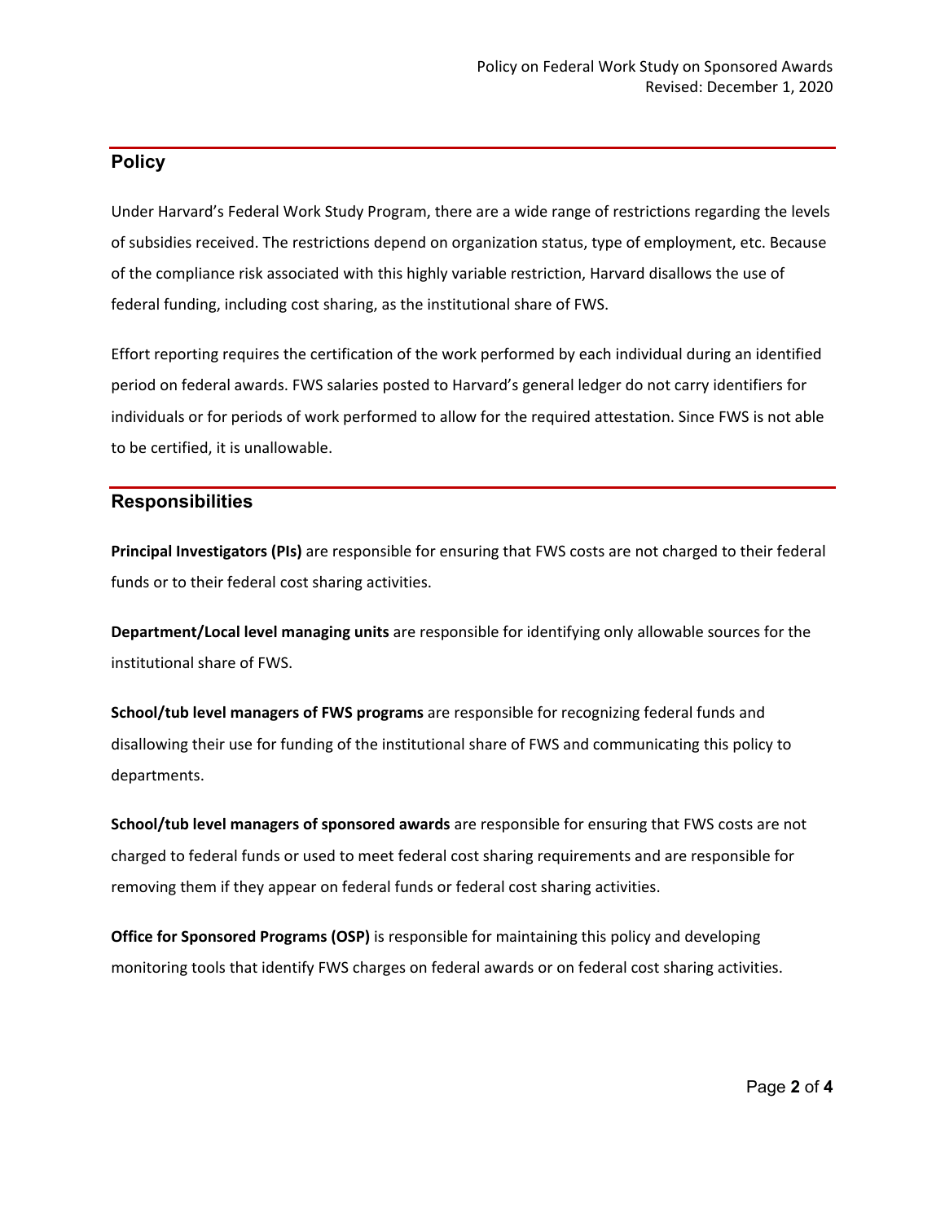## Policy

Under Harvard's Federal Work Study Program, there are a wide range of restrictions regarding the levels of subsidies received. The restrictions depend on organization status, type of employment, etc. Because of the compliance risk associated with this highly variable restriction, Harvard disallows the use of federal funding, including cost sharing, as the institutional share of FWS.

Effort reporting requires the certification of the work performed by each individual during an identified period on federal awards. FWS salaries posted to Harvard's general ledger do not carry identifiers for individuals or for periods of work performed to allow for the required attestation. Since FWS is not able to be certified, it is unallowable.

## Responsibilities

**Principal Investigators (PIs)** are responsible for ensuring that FWS costs are not charged to their federal funds or to their federal cost sharing activities.

**Department/Local level managing units** are responsible for identifying only allowable sources for the institutional share of FWS.

**School/tub level managers of FWS programs** are responsible for recognizing federal funds and disallowing their use for funding of the institutional share of FWS and communicating this policy to departments.

**School/tub level managers of sponsored awards** are responsible for ensuring that FWS costs are not charged to federal funds or used to meet federal cost sharing requirements and are responsible for removing them if they appear on federal funds or federal cost sharing activities.

**Office for Sponsored Programs (OSP)** is responsible for maintaining this policy and developing monitoring tools that identify FWS charges on federal awards or on federal cost sharing activities.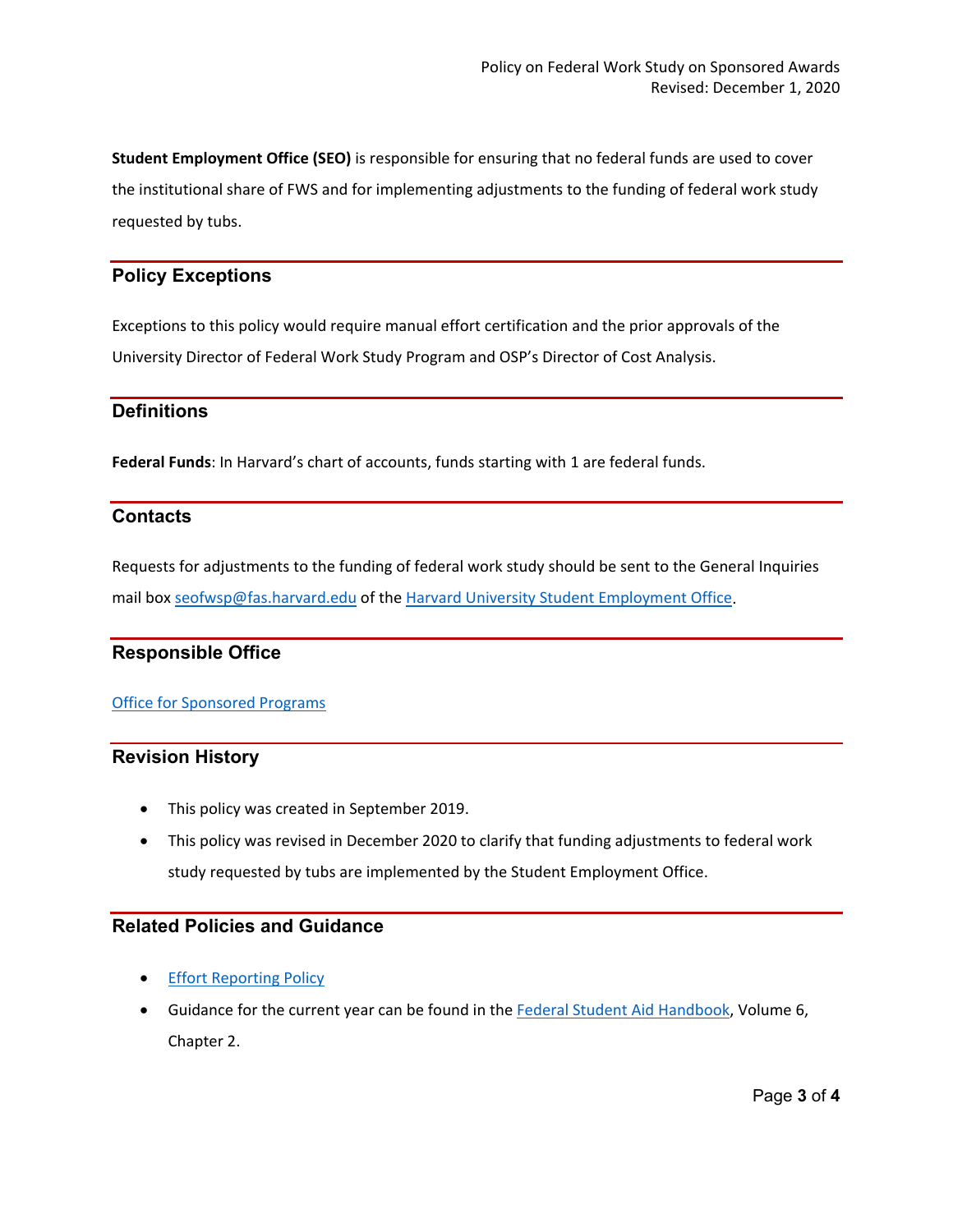**Student Employment Office (SEO)** is responsible for ensuring that no federal funds are used to cover the institutional share of FWS and for implementing adjustments to the funding of federal work study requested by tubs.

## Policy Exceptions

Exceptions to this policy would require manual effort certification and the prior approvals of the University Director of Federal Work Study Program and OSP's Director of Cost Analysis.

## Definitions

**Federal Funds**: In Harvard's chart of accounts, funds starting with 1 are federal funds.

## Contacts

Requests for adjustments to the funding of federal work study should be sent to the General Inquiries mail box seofwsp@fas.harvard.edu of the Harvard University Student Employment Office.

## Responsible Office

Office for Sponsored Programs

## Revision History

- This policy was created in September 2019.
- This policy was revised in December 2020 to clarify that funding adjustments to federal work study requested by tubs are implemented by the Student Employment Office.

## Related Policies and Guidance

- Effort Reporting Policy
- Guidance for the current year can be found in the Federal Student Aid Handbook, Volume 6, Chapter 2.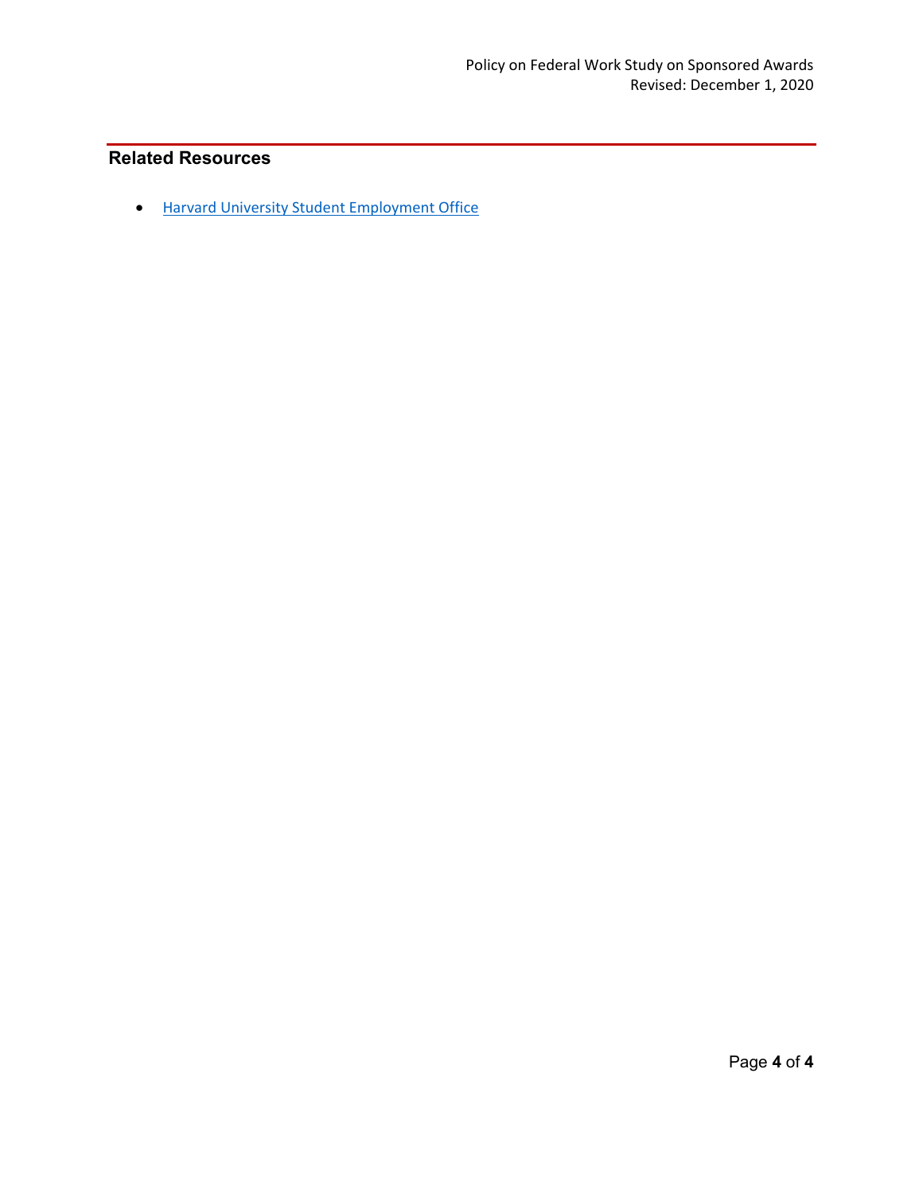## Related Resources

- Harvard University Student Employment Office